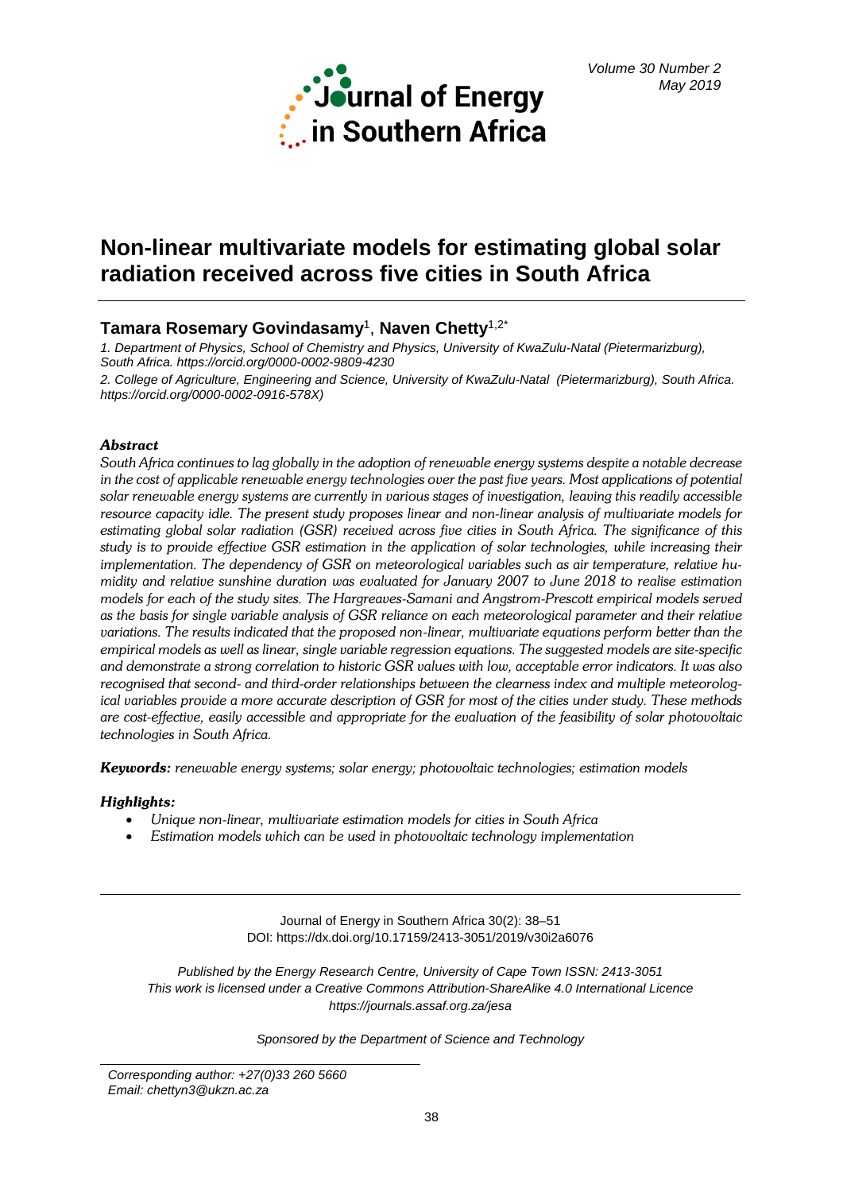# Non-linear multivariate models for estimating global solar radiation received across five cities in South Africa

**Tamara Rosemary Govindasamy**[1], **Naven Chetty**[1,2*]

*1. Department of Physics, School of Chemistry and Physics, University of KwaZulu-Natal (Pietermaritzburg), South Africa. https://orcid.org/0000-0002-9809-4230*

*2. College of Agriculture, Engineering and Science, University of KwaZulu-Natal (Pietermaritzburg), South Africa. https://orcid.org/0000-0002-0916-578X)*

### *Abstract*

*South Africa continues to lag globally in the adoption of renewable energy systems despite a notable decrease in the cost of applicable renewable energy technologies over the past five years. Most applications of potential solar renewable energy systems are currently in various stages of investigation, leaving this readily accessible resource capacity idle. The present study proposes linear and non-linear analysis of multivariate models for estimating global solar radiation (GSR) received across five cities in South Africa. The significance of this study is to provide effective GSR estimation in the application of solar technologies, while increasing their implementation. The dependency of GSR on meteorological variables such as air temperature, relative humidity and relative sunshine duration was evaluated for January 2007 to June 2018 to realise estimation models for each of the study sites. The Hargreaves-Samani and Angstrom-Prescott empirical models served as the basis for single variable analysis of GSR reliance on each meteorological parameter and their relative variations. The results indicated that the proposed non-linear, multivariate equations perform better than the empirical models as well as linear, single variable regression equations. The suggested models are site-specific and demonstrate a strong correlation to historic GSR values with low, acceptable error indicators. It was also recognised that second- and third-order relationships between the clearness index and multiple meteorological variables provide a more accurate description of GSR for most of the cities under study. These methods are cost-effective, easily accessible and appropriate for the evaluation of the feasibility of solar photovoltaic technologies in South Africa.*

***Keywords:*** *renewable energy systems; solar energy; photovoltaic technologies; estimation models*

### *Highlights:*

- *Unique non-linear, multivariate estimation models for cities in South Africa*
- *Estimation models which can be used in photovoltaic technology implementation*

---

Journal of Energy in Southern Africa 30(2): 38–51
DOI: https://dx.doi.org/10.17159/2413-3051/2019/v30i2a6076

*Published by the Energy Research Centre, University of Cape Town ISSN: 2413-3051*
*This work is licensed under a Creative Commons Attribution-ShareAlike 4.0 International Licence*
*https://journals.assaf.org.za/jesa*

*Sponsored by the Department of Science and Technology*

---

*Corresponding author: +27(0)33 260 5660*
*Email: chettyn3@ukzn.ac.za*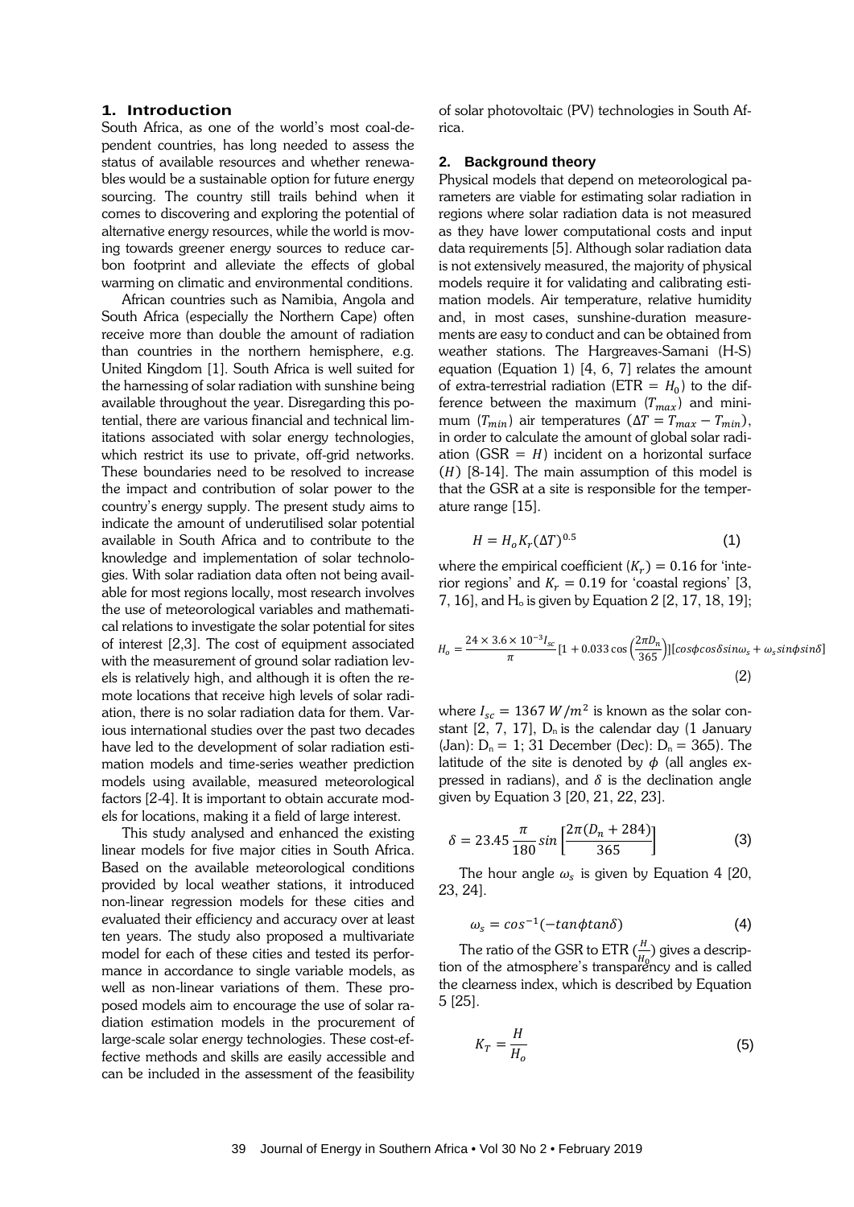## 1. Introduction

South Africa, as one of the world's most coal-dependent countries, has long needed to assess the status of available resources and whether renewables would be a sustainable option for future energy sourcing. The country still trails behind when it comes to discovering and exploring the potential of alternative energy resources, while the world is moving towards greener energy sources to reduce carbon footprint and alleviate the effects of global warming on climatic and environmental conditions.

African countries such as Namibia, Angola and South Africa (especially the Northern Cape) often receive more than double the amount of radiation than countries in the northern hemisphere, e.g. United Kingdom [1]. South Africa is well suited for the harnessing of solar radiation with sunshine being available throughout the year. Disregarding this potential, there are various financial and technical limitations associated with solar energy technologies, which restrict its use to private, off-grid networks. These boundaries need to be resolved to increase the impact and contribution of solar power to the country's energy supply. The present study aims to indicate the amount of underutilised solar potential available in South Africa and to contribute to the knowledge and implementation of solar technologies. With solar radiation data often not being available for most regions locally, most research involves the use of meteorological variables and mathematical relations to investigate the solar potential for sites of interest [2,3]. The cost of equipment associated with the measurement of ground solar radiation levels is relatively high, and although it is often the remote locations that receive high levels of solar radiation, there is no solar radiation data for them. Various international studies over the past two decades have led to the development of solar radiation estimation models and time-series weather prediction models using available, measured meteorological factors [2-4]. It is important to obtain accurate models for locations, making it a field of large interest.

This study analysed and enhanced the existing linear models for five major cities in South Africa. Based on the available meteorological conditions provided by local weather stations, it introduced non-linear regression models for these cities and evaluated their efficiency and accuracy over at least ten years. The study also proposed a multivariate model for each of these cities and tested its performance in accordance to single variable models, as well as non-linear variations of them. These proposed models aim to encourage the use of solar radiation estimation models in the procurement of large-scale solar energy technologies. These cost-effective methods and skills are easily accessible and can be included in the assessment of the feasibility of solar photovoltaic (PV) technologies in South Africa.

## 2. Background theory

Physical models that depend on meteorological parameters are viable for estimating solar radiation in regions where solar radiation data is not measured as they have lower computational costs and input data requirements [5]. Although solar radiation data is not extensively measured, the majority of physical models require it for validating and calibrating estimation models. Air temperature, relative humidity and, in most cases, sunshine-duration measurements are easy to conduct and can be obtained from weather stations. The Hargreaves-Samani (H-S) equation (Equation 1) [4, 6, 7] relates the amount of extra-terrestrial radiation (ETR = $H_0$) to the difference between the maximum ($T_{max}$) and minimum ($T_{min}$) air temperatures ($\Delta T = T_{max} - T_{min}$), in order to calculate the amount of global solar radiation (GSR = $H$) incident on a horizontal surface ($H$) [8-14]. The main assumption of this model is that the GSR at a site is responsible for the temperature range [15].

$$H = H_o K_r (\Delta T)^{0.5} \tag{1}$$

where the empirical coefficient $(K_r) = 0.16$ for 'interior regions' and $K_r = 0.19$ for 'coastal regions' [3, 7, 16], and $H_o$ is given by Equation 2 [2, 17, 18, 19];

$$H_o = \frac{24 \times 3.6 \times 10^{-3} I_{sc}}{\pi} [1 + 0.033 \cos\left(\frac{2\pi D_n}{365}\right)][\cos\phi \cos\delta \sin\omega_s + \omega_s \sin\phi \sin\delta] \tag{2}$$

where $I_{sc} = 1367\ W/m^2$ is known as the solar constant [2, 7, 17], $D_n$ is the calendar day (1 January (Jan): $D_n = 1$; 31 December (Dec): $D_n = 365$). The latitude of the site is denoted by $\phi$ (all angles expressed in radians), and $\delta$ is the declination angle given by Equation 3 [20, 21, 22, 23].

$$\delta = 23.45 \frac{\pi}{180} \sin\left[\frac{2\pi(D_n + 284)}{365}\right] \tag{3}$$

The hour angle $\omega_s$ is given by Equation 4 [20, 23, 24].

$$\omega_s = \cos^{-1}(-\tan\phi \tan\delta) \tag{4}$$

The ratio of the GSR to ETR ($\frac{H}{H_0}$) gives a description of the atmosphere's transparency and is called the clearness index, which is described by Equation 5 [25].

$$K_T = \frac{H}{H_o} \tag{5}$$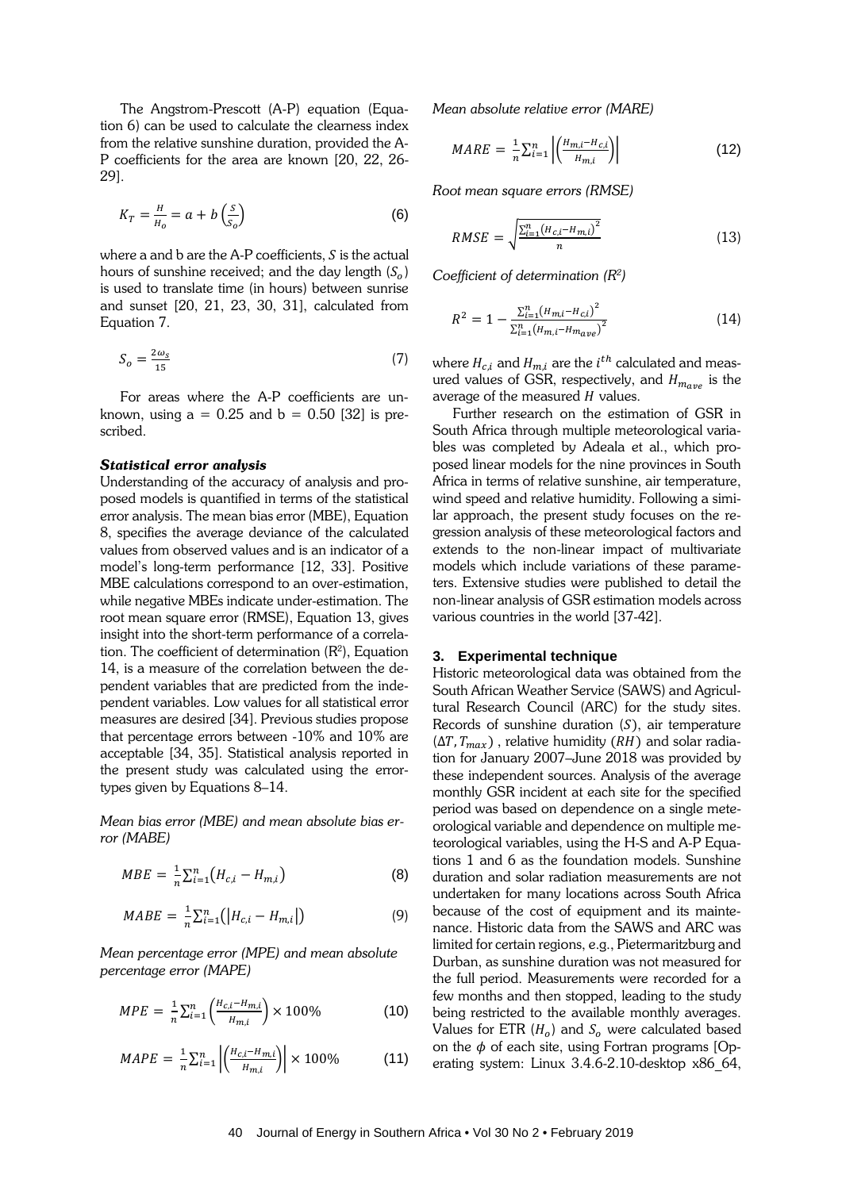The Angstrom-Prescott (A-P) equation (Equation 6) can be used to calculate the clearness index from the relative sunshine duration, provided the A-P coefficients for the area are known [20, 22, 26-29].

$$K_T = \frac{H}{H_o} = a + b\left(\frac{S}{S_o}\right) \tag{6}$$

where a and b are the A-P coefficients, $S$ is the actual hours of sunshine received; and the day length ($S_o$) is used to translate time (in hours) between sunrise and sunset [20, 21, 23, 30, 31], calculated from Equation 7.

$$S_o = \frac{2\omega_s}{15} \tag{7}$$

For areas where the A-P coefficients are unknown, using a = 0.25 and b = 0.50 [32] is prescribed.

### *Statistical error analysis*

Understanding of the accuracy of analysis and proposed models is quantified in terms of the statistical error analysis. The mean bias error (MBE), Equation 8, specifies the average deviance of the calculated values from observed values and is an indicator of a model's long-term performance [12, 33]. Positive MBE calculations correspond to an over-estimation, while negative MBEs indicate under-estimation. The root mean square error (RMSE), Equation 13, gives insight into the short-term performance of a correlation. The coefficient of determination ($R^2$), Equation 14, is a measure of the correlation between the dependent variables that are predicted from the independent variables. Low values for all statistical error measures are desired [34]. Previous studies propose that percentage errors between -10% and 10% are acceptable [34, 35]. Statistical analysis reported in the present study was calculated using the error-types given by Equations 8–14.

*Mean bias error (MBE) and mean absolute bias error (MABE)*

$$MBE = \frac{1}{n}\sum_{i=1}^{n}\left(H_{c,i} - H_{m,i}\right) \tag{8}$$

$$MABE = \frac{1}{n}\sum_{i=1}^{n}\left(\left|H_{c,i} - H_{m,i}\right|\right) \tag{9}$$

*Mean percentage error (MPE) and mean absolute percentage error (MAPE)*

$$MPE = \frac{1}{n}\sum_{i=1}^{n}\left(\frac{H_{c,i}-H_{m,i}}{H_{m,i}}\right) \times 100\% \tag{10}$$

$$MAPE = \frac{1}{n}\sum_{i=1}^{n}\left|\left(\frac{H_{c,i}-H_{m,i}}{H_{m,i}}\right)\right| \times 100\% \tag{11}$$

*Mean absolute relative error (MARE)*

$$MARE = \frac{1}{n}\sum_{i=1}^{n}\left|\left(\frac{H_{m,i}-H_{c,i}}{H_{m,i}}\right)\right| \tag{12}$$

*Root mean square errors (RMSE)*

$$RMSE = \sqrt{\frac{\sum_{i=1}^{n}\left(H_{c,i}-H_{m,i}\right)^2}{n}} \tag{13}$$

*Coefficient of determination ($R^2$)*

$$R^2 = 1 - \frac{\sum_{i=1}^{n}\left(H_{m,i}-H_{c,i}\right)^2}{\sum_{i=1}^{n}\left(H_{m,i}-H_{m_{ave}}\right)^2} \tag{14}$$

where $H_{c,i}$ and $H_{m,i}$ are the $i^{th}$ calculated and measured values of GSR, respectively, and $H_{m_{ave}}$ is the average of the measured $H$ values.

Further research on the estimation of GSR in South Africa through multiple meteorological variables was completed by Adeala et al., which proposed linear models for the nine provinces in South Africa in terms of relative sunshine, air temperature, wind speed and relative humidity. Following a similar approach, the present study focuses on the regression analysis of these meteorological factors and extends to the non-linear impact of multivariate models which include variations of these parameters. Extensive studies were published to detail the non-linear analysis of GSR estimation models across various countries in the world [37-42].

## 3. Experimental technique

Historic meteorological data was obtained from the South African Weather Service (SAWS) and Agricultural Research Council (ARC) for the study sites. Records of sunshine duration ($S$), air temperature ($\Delta T, T_{max}$) , relative humidity ($RH$) and solar radiation for January 2007–June 2018 was provided by these independent sources. Analysis of the average monthly GSR incident at each site for the specified period was based on dependence on a single meteorological variable and dependence on multiple meteorological variables, using the H-S and A-P Equations 1 and 6 as the foundation models. Sunshine duration and solar radiation measurements are not undertaken for many locations across South Africa because of the cost of equipment and its maintenance. Historic data from the SAWS and ARC was limited for certain regions, e.g., Pietermaritzburg and Durban, as sunshine duration was not measured for the full period. Measurements were recorded for a few months and then stopped, leading to the study being restricted to the available monthly averages. Values for ETR ($H_o$) and $S_o$ were calculated based on the $\phi$ of each site, using Fortran programs [Operating system: Linux 3.4.6-2.10-desktop x86_64,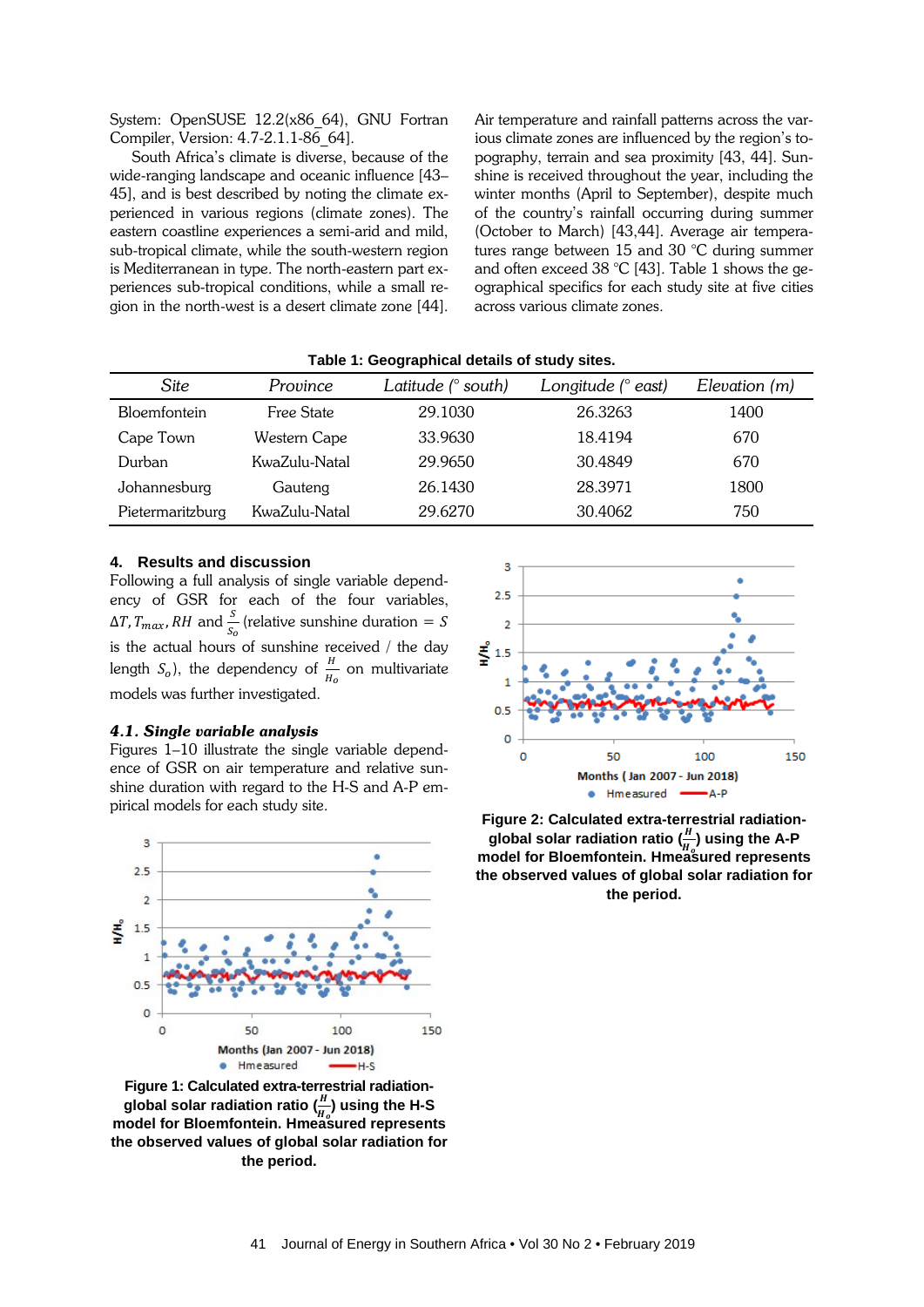System: OpenSUSE 12.2(x86_64), GNU Fortran Compiler, Version: 4.7-2.1.1-86_64].

South Africa's climate is diverse, because of the wide-ranging landscape and oceanic influence [43–45], and is best described by noting the climate experienced in various regions (climate zones). The eastern coastline experiences a semi-arid and mild, sub-tropical climate, while the south-western region is Mediterranean in type. The north-eastern part experiences sub-tropical conditions, while a small region in the north-west is a desert climate zone [44].

Air temperature and rainfall patterns across the various climate zones are influenced by the region's topography, terrain and sea proximity [43, 44]. Sunshine is received throughout the year, including the winter months (April to September), despite much of the country's rainfall occurring during summer (October to March) [43,44]. Average air temperatures range between 15 and 30 °C during summer and often exceed 38 °C [43]. Table 1 shows the geographical specifics for each study site at five cities across various climate zones.

**Table 1: Geographical details of study sites.**

| *Site* | *Province* | *Latitude (° south)* | *Longitude (° east)* | *Elevation (m)* |
|---|---|---|---|---|
| Bloemfontein | Free State | 29.1030 | 26.3263 | 1400 |
| Cape Town | Western Cape | 33.9630 | 18.4194 | 670 |
| Durban | KwaZulu-Natal | 29.9650 | 30.4849 | 670 |
| Johannesburg | Gauteng | 26.1430 | 28.3971 | 1800 |
| Pietermaritzburg | KwaZulu-Natal | 29.6270 | 30.4062 | 750 |

## 4. Results and discussion

Following a full analysis of single variable dependency of GSR for each of the four variables, $\Delta T, T_{max}, RH$ and $\frac{S}{S_o}$ (relative sunshine duration = $S$ is the actual hours of sunshine received / the day length $S_o$), the dependency of $\frac{H}{H_o}$ on multivariate models was further investigated.

### *4.1. Single variable analysis*

Figures 1–10 illustrate the single variable dependence of GSR on air temperature and relative sunshine duration with regard to the H-S and A-P empirical models for each study site.

**Figure 1: Calculated extra-terrestrial radiation-global solar radiation ratio ($\frac{H}{H_o}$) using the H-S model for Bloemfontein. Hmeasured represents the observed values of global solar radiation for the period.**

**Figure 2: Calculated extra-terrestrial radiation-global solar radiation ratio ($\frac{H}{H_o}$) using the A-P model for Bloemfontein. Hmeasured represents the observed values of global solar radiation for the period.**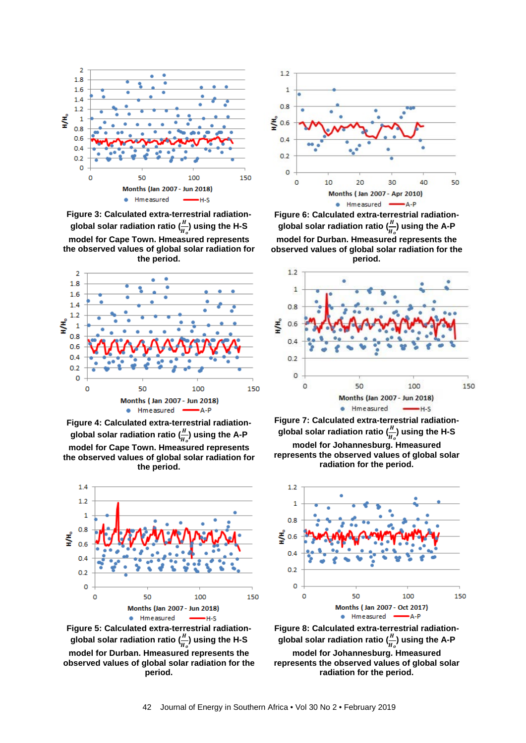Figure 3: Calculated extra-terrestrial radiation-global solar radiation ratio ($\frac{H}{H_o}$) using the H-S model for Cape Town. Hmeasured represents the observed values of global solar radiation for the period.

Figure 6: Calculated extra-terrestrial radiation-global solar radiation ratio ($\frac{H}{H_o}$) using the A-P model for Durban. Hmeasured represents the observed values of global solar radiation for the period.

Figure 4: Calculated extra-terrestrial radiation-global solar radiation ratio ($\frac{H}{H_o}$) using the A-P model for Cape Town. Hmeasured represents the observed values of global solar radiation for the period.

Figure 7: Calculated extra-terrestrial radiation-global solar radiation ratio ($\frac{H}{H_o}$) using the H-S model for Johannesburg. Hmeasured represents the observed values of global solar radiation for the period.

Figure 5: Calculated extra-terrestrial radiation-global solar radiation ratio ($\frac{H}{H_o}$) using the H-S model for Durban. Hmeasured represents the observed values of global solar radiation for the period.

Figure 8: Calculated extra-terrestrial radiation-global solar radiation ratio ($\frac{H}{H_o}$) using the A-P model for Johannesburg. Hmeasured represents the observed values of global solar radiation for the period.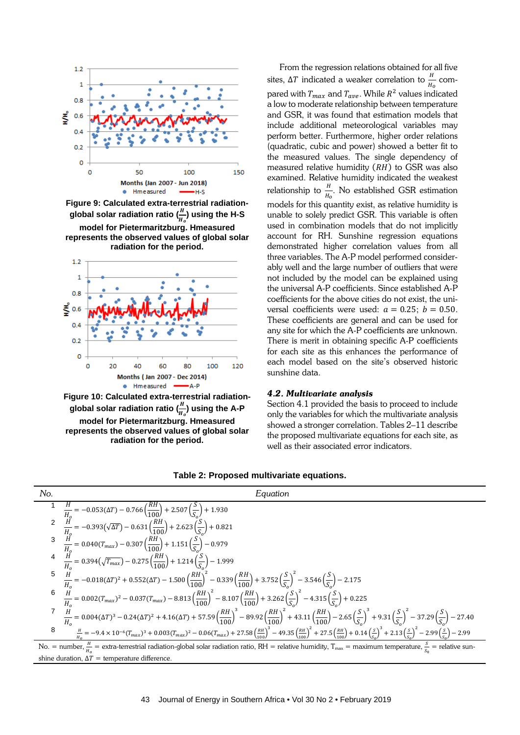Figure 9: Calculated extra-terrestrial radiation-global solar radiation ratio ($\frac{H}{H_o}$) using the H-S model for Pietermaritzburg. Hmeasured represents the observed values of global solar radiation for the period.

Figure 10: Calculated extra-terrestrial radiation-global solar radiation ratio ($\frac{H}{H_o}$) using the A-P model for Pietermaritzburg. Hmeasured represents the observed values of global solar radiation for the period.

From the regression relations obtained for all five sites, $\Delta T$ indicated a weaker correlation to $\frac{H}{H_o}$ compared with $T_{max}$ and $T_{ave}$. While $R^2$ values indicated a low to moderate relationship between temperature and GSR, it was found that estimation models that include additional meteorological variables may perform better. Furthermore, higher order relations (quadratic, cubic and power) showed a better fit to the measured values. The single dependency of measured relative humidity ($RH$) to GSR was also examined. Relative humidity indicated the weakest relationship to $\frac{H}{H_o}$. No established GSR estimation models for this quantity exist, as relative humidity is unable to solely predict GSR. This variable is often used in combination models that do not implicitly account for RH. Sunshine regression equations demonstrated higher correlation values from all three variables. The A-P model performed considerably well and the large number of outliers that were not included by the model can be explained using the universal A-P coefficients. Since established A-P coefficients for the above cities do not exist, the universal coefficients were used: $a = 0.25$; $b = 0.50$. These coefficients are general and can be used for any site for which the A-P coefficients are unknown. There is merit in obtaining specific A-P coefficients for each site as this enhances the performance of each model based on the site's observed historic sunshine data.

### 4.2. Multivariate analysis

Section 4.1 provided the basis to proceed to include only the variables for which the multivariate analysis showed a stronger correlation. Tables 2–11 describe the proposed multivariate equations for each site, as well as their associated error indicators.

**Table 2: Proposed multivariate equations.**

| No. | Equation |
|---|---|
| 1 | $\frac{H}{H_o} = -0.053(\Delta T) - 0.766\left(\frac{RH}{100}\right) + 2.507\left(\frac{S}{S_o}\right) + 1.930$ |
| 2 | $\frac{H}{H_o} = -0.393(\sqrt{\Delta T}) - 0.631\left(\frac{RH}{100}\right) + 2.623\left(\frac{S}{S_o}\right) + 0.821$ |
| 3 | $\frac{H}{H_o} = 0.040(T_{max}) - 0.307\left(\frac{RH}{100}\right) + 1.151\left(\frac{S}{S_o}\right) - 0.979$ |
| 4 | $\frac{H}{H_o} = 0.394(\sqrt{T_{max}}) - 0.275\left(\frac{RH}{100}\right) + 1.214\left(\frac{S}{S_o}\right) - 1.999$ |
| 5 | $\frac{H}{H_o} = -0.018(\Delta T)^2 + 0.552(\Delta T) - 1.500\left(\frac{RH}{100}\right)^2 - 0.339\left(\frac{RH}{100}\right) + 3.752\left(\frac{S}{S_o}\right)^2 - 3.546\left(\frac{S}{S_o}\right) - 2.175$ |
| 6 | $\frac{H}{H_o} = 0.002(T_{max})^2 - 0.037(T_{max}) - 8.813\left(\frac{RH}{100}\right)^2 - 8.107\left(\frac{RH}{100}\right) + 3.262\left(\frac{S}{S_o}\right)^2 - 4.315\left(\frac{S}{S_o}\right) + 0.225$ |
| 7 | $\frac{H}{H_o} = 0.004(\Delta T)^3 - 0.24(\Delta T)^2 + 4.16(\Delta T) + 57.59\left(\frac{RH}{100}\right)^3 - 89.92\left(\frac{RH}{100}\right)^2 + 43.11\left(\frac{RH}{100}\right) - 2.65\left(\frac{S}{S_o}\right)^3 + 9.31\left(\frac{S}{S_o}\right)^2 - 37.29\left(\frac{S}{S_o}\right) - 27.40$ |
| 8 | $\frac{H}{H_o} = -9.4 \times 10^{-6}(T_{max})^3 + 0.003(T_{max})^2 - 0.06(T_{max}) + 27.58\left(\frac{RH}{100}\right)^3 - 49.35\left(\frac{RH}{100}\right)^2 + 27.5\left(\frac{RH}{100}\right) + 0.14\left(\frac{S}{S_o}\right)^3 + 2.13\left(\frac{S}{S_o}\right)^2 - 2.99\left(\frac{S}{S_o}\right) - 2.99$ |

No. = number, $\frac{H}{H_o}$ = extra-terrestrial radiation-global solar radiation ratio, RH = relative humidity, $T_{max}$ = maximum temperature, $\frac{S}{S_o}$ = relative sunshine duration, $\Delta T$ = temperature difference.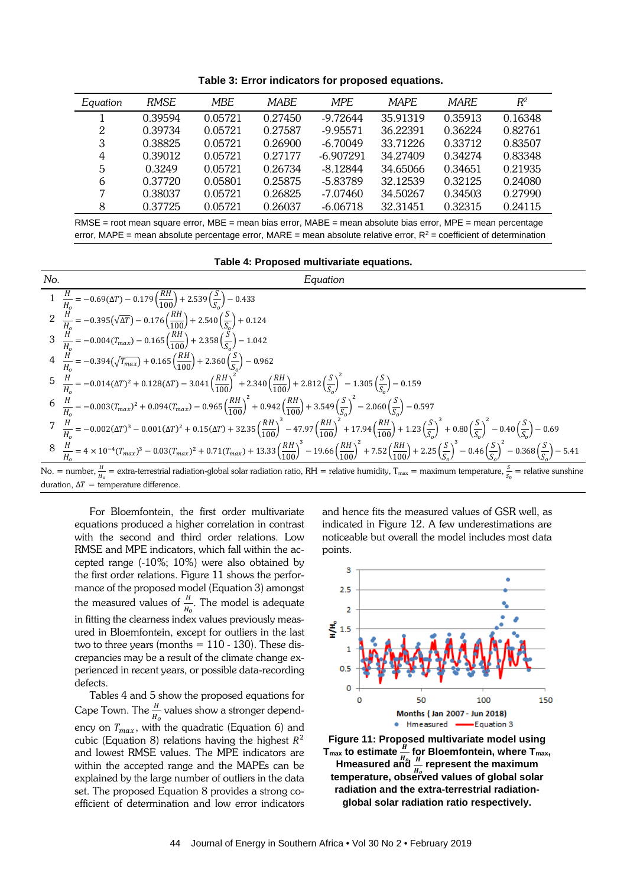**Table 3: Error indicators for proposed equations.**

| Equation | RMSE | MBE | MABE | MPE | MAPE | MARE | $R^2$ |
|---|---|---|---|---|---|---|---|
| 1 | 0.39594 | 0.05721 | 0.27450 | -9.72644 | 35.91319 | 0.35913 | 0.16348 |
| 2 | 0.39734 | 0.05721 | 0.27587 | -9.95571 | 36.22391 | 0.36224 | 0.82761 |
| 3 | 0.38825 | 0.05721 | 0.26900 | -6.70049 | 33.71226 | 0.33712 | 0.83507 |
| 4 | 0.39012 | 0.05721 | 0.27177 | -6.907291 | 34.27409 | 0.34274 | 0.83348 |
| 5 | 0.3249 | 0.05721 | 0.26734 | -8.12844 | 34.65066 | 0.34651 | 0.21935 |
| 6 | 0.37720 | 0.05801 | 0.25875 | -5.83789 | 32.12539 | 0.32125 | 0.24080 |
| 7 | 0.38037 | 0.05721 | 0.26825 | -7.07460 | 34.50267 | 0.34503 | 0.27990 |
| 8 | 0.37725 | 0.05721 | 0.26037 | -6.06718 | 32.31451 | 0.32315 | 0.24115 |

RMSE = root mean square error, MBE = mean bias error, MABE = mean absolute bias error, MPE = mean percentage error, MAPE = mean absolute percentage error, MARE = mean absolute relative error, $R^2$ = coefficient of determination

**Table 4: Proposed multivariate equations.**

| No. | Equation |
|---|---|
| 1 | $\frac{H}{H_o} = -0.69(\Delta T) - 0.179\left(\frac{RH}{100}\right) + 2.539\left(\frac{S}{S_o}\right) - 0.433$ |
| 2 | $\frac{H}{H_o} = -0.395(\sqrt{\Delta T}) - 0.176\left(\frac{RH}{100}\right) + 2.540\left(\frac{S}{S_o}\right) + 0.124$ |
| 3 | $\frac{H}{H_o} = -0.004(T_{max}) - 0.165\left(\frac{RH}{100}\right) + 2.358\left(\frac{S}{S_o}\right) - 1.042$ |
| 4 | $\frac{H}{H_o} = -0.394(\sqrt{T_{max}}) + 0.165\left(\frac{RH}{100}\right) + 2.360\left(\frac{S}{S_o}\right) - 0.962$ |
| 5 | $\frac{H}{H_o} = -0.014(\Delta T)^2 + 0.128(\Delta T) - 3.041\left(\frac{RH}{100}\right)^2 + 2.340\left(\frac{RH}{100}\right) + 2.812\left(\frac{S}{S_o}\right)^2 - 1.305\left(\frac{S}{S_o}\right) - 0.159$ |
| 6 | $\frac{H}{H_o} = -0.003(T_{max})^2 + 0.094(T_{max}) - 0.965\left(\frac{RH}{100}\right)^2 + 0.942\left(\frac{RH}{100}\right) + 3.549\left(\frac{S}{S_o}\right)^2 - 2.060\left(\frac{S}{S_o}\right) - 0.597$ |
| 7 | $\frac{H}{H_o} = -0.002(\Delta T)^3 - 0.001(\Delta T)^2 + 0.15(\Delta T) + 32.35\left(\frac{RH}{100}\right)^3 - 47.97\left(\frac{RH}{100}\right)^2 + 17.94\left(\frac{RH}{100}\right) + 1.23\left(\frac{S}{S_o}\right)^3 + 0.80\left(\frac{S}{S_o}\right)^2 - 0.40\left(\frac{S}{S_o}\right) - 0.69$ |
| 8 | $\frac{H}{H_o} = 4 \times 10^{-4}(T_{max})^3 - 0.03(T_{max})^2 + 0.71(T_{max}) + 13.33\left(\frac{RH}{100}\right)^3 - 19.66\left(\frac{RH}{100}\right)^2 + 7.52\left(\frac{RH}{100}\right) + 2.25\left(\frac{S}{S_o}\right)^3 - 0.46\left(\frac{S}{S_o}\right)^2 - 0.368\left(\frac{S}{S_o}\right) - 5.41$ |

No. = number, $\frac{H}{H_o}$ = extra-terrestrial radiation-global solar radiation ratio, RH = relative humidity, $T_{max}$ = maximum temperature, $\frac{S}{S_o}$ = relative sunshine duration, $\Delta T$ = temperature difference.

For Bloemfontein, the first order multivariate equations produced a higher correlation in contrast with the second and third order relations. Low RMSE and MPE indicators, which fall within the accepted range (-10%; 10%) were also obtained by the first order relations. Figure 11 shows the performance of the proposed model (Equation 3) amongst the measured values of $\frac{H}{H_o}$. The model is adequate in fitting the clearness index values previously measured in Bloemfontein, except for outliers in the last two to three years (months = 110 - 130). These discrepancies may be a result of the climate change experienced in recent years, or possible data-recording defects.

Tables 4 and 5 show the proposed equations for Cape Town. The $\frac{H}{H_o}$ values show a stronger dependency on $T_{max}$, with the quadratic (Equation 6) and cubic (Equation 8) relations having the highest $R^2$ and lowest RMSE values. The MPE indicators are within the accepted range and the MAPEs can be explained by the large number of outliers in the data set. The proposed Equation 8 provides a strong coefficient of determination and low error indicators and hence fits the measured values of GSR well, as indicated in Figure 12. A few underestimations are noticeable but overall the model includes most data points.

**Figure 11: Proposed multivariate model using $T_{max}$ to estimate $\frac{H}{H_o}$ for Bloemfontein, where $T_{max}$, Hmeasured and $\frac{H}{H_o}$ represent the maximum temperature, observed values of global solar radiation and the extra-terrestrial radiation-global solar radiation ratio respectively.**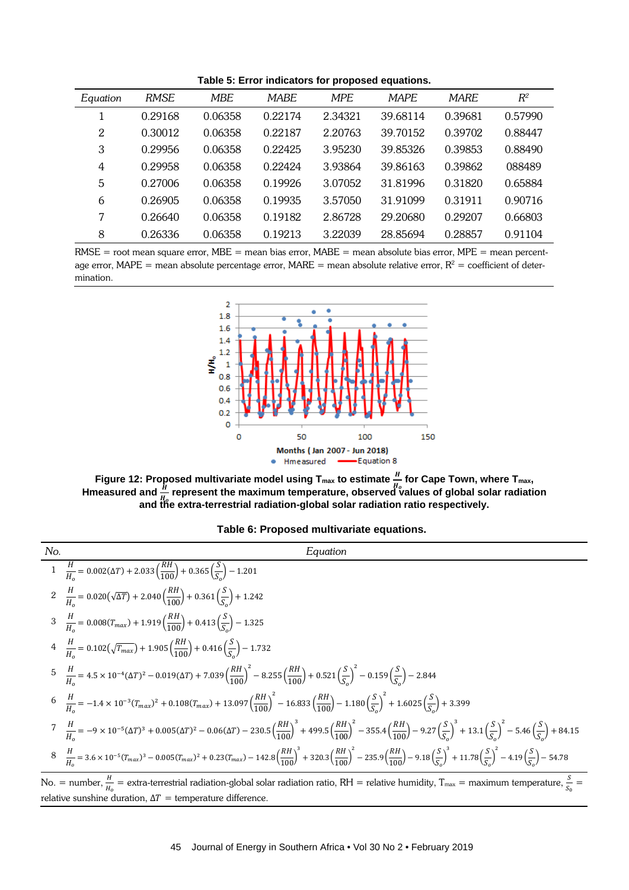**Table 5: Error indicators for proposed equations.**

| Equation | RMSE | MBE | MABE | MPE | MAPE | MARE | $R^2$ |
|---|---|---|---|---|---|---|---|
| 1 | 0.29168 | 0.06358 | 0.22174 | 2.34321 | 39.68114 | 0.39681 | 0.57990 |
| 2 | 0.30012 | 0.06358 | 0.22187 | 2.20763 | 39.70152 | 0.39702 | 0.88447 |
| 3 | 0.29956 | 0.06358 | 0.22425 | 3.95230 | 39.85326 | 0.39853 | 0.88490 |
| 4 | 0.29958 | 0.06358 | 0.22424 | 3.93864 | 39.86163 | 0.39862 | 088489 |
| 5 | 0.27006 | 0.06358 | 0.19926 | 3.07052 | 31.81996 | 0.31820 | 0.65884 |
| 6 | 0.26905 | 0.06358 | 0.19935 | 3.57050 | 31.91099 | 0.31911 | 0.90716 |
| 7 | 0.26640 | 0.06358 | 0.19182 | 2.86728 | 29.20680 | 0.29207 | 0.66803 |
| 8 | 0.26336 | 0.06358 | 0.19213 | 3.22039 | 28.85694 | 0.28857 | 0.91104 |

RMSE = root mean square error, MBE = mean bias error, MABE = mean absolute bias error, MPE = mean percentage error, MAPE = mean absolute percentage error, MARE = mean absolute relative error, $R^2$ = coefficient of determination.

**Figure 12: Proposed multivariate model using $T_{max}$ to estimate $\frac{H}{H_o}$ for Cape Town, where $T_{max}$, Hmeasured and $\frac{H}{H_o}$ represent the maximum temperature, observed values of global solar radiation and the extra-terrestrial radiation-global solar radiation ratio respectively.**

**Table 6: Proposed multivariate equations.**

| No. | Equation |
|---|---|
| 1 | $\frac{H}{H_o} = 0.002(\Delta T) + 2.033\left(\frac{RH}{100}\right) + 0.365\left(\frac{S}{S_o}\right) - 1.201$ |
| 2 | $\frac{H}{H_o} = 0.020(\sqrt{\Delta T}) + 2.040\left(\frac{RH}{100}\right) + 0.361\left(\frac{S}{S_o}\right) + 1.242$ |
| 3 | $\frac{H}{H_o} = 0.008(T_{max}) + 1.919\left(\frac{RH}{100}\right) + 0.413\left(\frac{S}{S_o}\right) - 1.325$ |
| 4 | $\frac{H}{H_o} = 0.102(\sqrt{T_{max}}) + 1.905\left(\frac{RH}{100}\right) + 0.416\left(\frac{S}{S_o}\right) - 1.732$ |
| 5 | $\frac{H}{H_o} = 4.5\times10^{-4}(\Delta T)^2 - 0.019(\Delta T) + 7.039\left(\frac{RH}{100}\right)^2 - 8.255\left(\frac{RH}{100}\right) + 0.521\left(\frac{S}{S_o}\right)^2 - 0.159\left(\frac{S}{S_o}\right) - 2.844$ |
| 6 | $\frac{H}{H_o} = -1.4\times10^{-3}(T_{max})^2 + 0.108(T_{max}) + 13.097\left(\frac{RH}{100}\right)^2 - 16.833\left(\frac{RH}{100}\right) - 1.180\left(\frac{S}{S_o}\right)^2 + 1.6025\left(\frac{S}{S_o}\right) + 3.399$ |
| 7 | $\frac{H}{H_o} = -9\times10^{-5}(\Delta T)^3 + 0.005(\Delta T)^2 - 0.06(\Delta T) - 230.5\left(\frac{RH}{100}\right)^3 + 499.5\left(\frac{RH}{100}\right)^2 - 355.4\left(\frac{RH}{100}\right) - 9.27\left(\frac{S}{S_o}\right)^3 + 13.1\left(\frac{S}{S_o}\right)^2 - 5.46\left(\frac{S}{S_o}\right) + 84.15$ |
| 8 | $\frac{H}{H_o} = 3.6\times10^{-5}(T_{max})^3 - 0.005(T_{max})^2 + 0.23(T_{max}) - 142.8\left(\frac{RH}{100}\right)^3 + 320.3\left(\frac{RH}{100}\right)^2 - 235.9\left(\frac{RH}{100}\right) - 9.18\left(\frac{S}{S_o}\right)^3 + 11.78\left(\frac{S}{S_o}\right)^2 - 4.19\left(\frac{S}{S_o}\right) - 54.78$ |

No. = number, $\frac{H}{H_o}$ = extra-terrestrial radiation-global solar radiation ratio, RH = relative humidity, $T_{max}$ = maximum temperature, $\frac{S}{S_o}$ = relative sunshine duration, $\Delta T$ = temperature difference.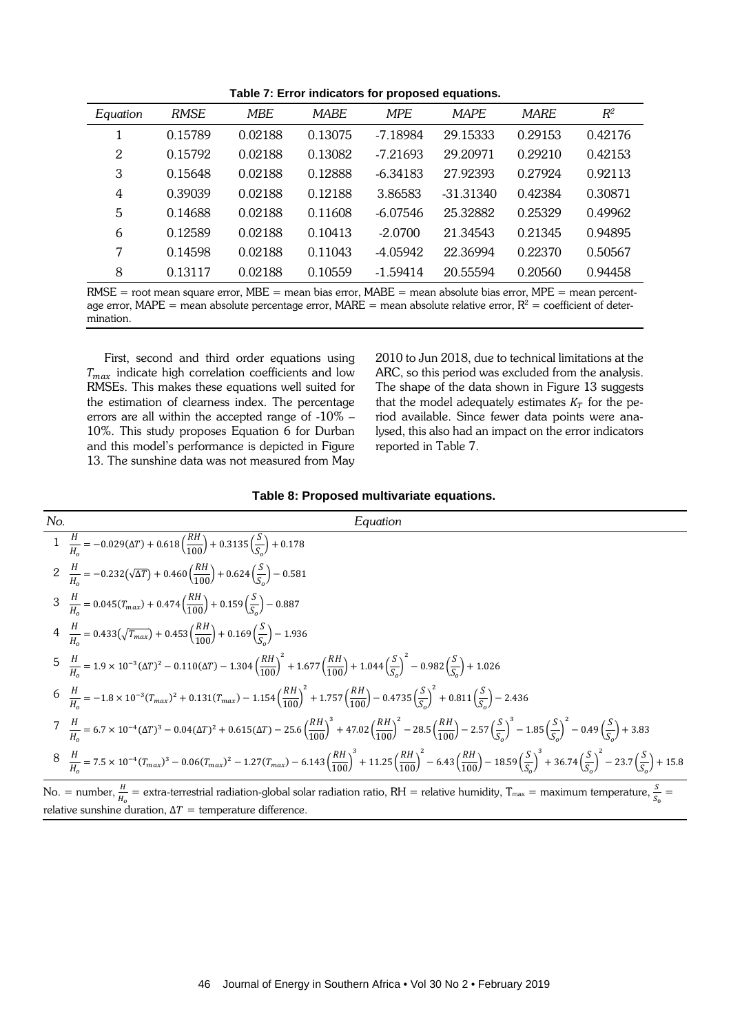**Table 7: Error indicators for proposed equations.**

| *Equation* | *RMSE* | *MBE* | *MABE* | *MPE* | *MAPE* | *MARE* | $R^2$ |
|---|---|---|---|---|---|---|---|
| 1 | 0.15789 | 0.02188 | 0.13075 | -7.18984 | 29.15333 | 0.29153 | 0.42176 |
| 2 | 0.15792 | 0.02188 | 0.13082 | -7.21693 | 29.20971 | 0.29210 | 0.42153 |
| 3 | 0.15648 | 0.02188 | 0.12888 | -6.34183 | 27.92393 | 0.27924 | 0.92113 |
| 4 | 0.39039 | 0.02188 | 0.12188 | 3.86583 | -31.31340 | 0.42384 | 0.30871 |
| 5 | 0.14688 | 0.02188 | 0.11608 | -6.07546 | 25.32882 | 0.25329 | 0.49962 |
| 6 | 0.12589 | 0.02188 | 0.10413 | -2.0700 | 21.34543 | 0.21345 | 0.94895 |
| 7 | 0.14598 | 0.02188 | 0.11043 | -4.05942 | 22.36994 | 0.22370 | 0.50567 |
| 8 | 0.13117 | 0.02188 | 0.10559 | -1.59414 | 20.55594 | 0.20560 | 0.94458 |

RMSE = root mean square error, MBE = mean bias error, MABE = mean absolute bias error, MPE = mean percentage error, MAPE = mean absolute percentage error, MARE = mean absolute relative error, $R^2$ = coefficient of determination.

First, second and third order equations using $T_{max}$ indicate high correlation coefficients and low RMSEs. This makes these equations well suited for the estimation of clearness index. The percentage errors are all within the accepted range of -10% – 10%. This study proposes Equation 6 for Durban and this model's performance is depicted in Figure 13. The sunshine data was not measured from May 2010 to Jun 2018, due to technical limitations at the ARC, so this period was excluded from the analysis. The shape of the data shown in Figure 13 suggests that the model adequately estimates $K_T$ for the period available. Since fewer data points were analysed, this also had an impact on the error indicators reported in Table 7.

**Table 8: Proposed multivariate equations.**

| *No.* | *Equation* |
|---|---|
| 1 | $\frac{H}{H_o} = -0.029(\Delta T) + 0.618\left(\frac{RH}{100}\right) + 0.3135\left(\frac{S}{S_o}\right) + 0.178$ |
| 2 | $\frac{H}{H_o} = -0.232(\sqrt{\Delta T}) + 0.460\left(\frac{RH}{100}\right) + 0.624\left(\frac{S}{S_o}\right) - 0.581$ |
| 3 | $\frac{H}{H_o} = 0.045(T_{max}) + 0.474\left(\frac{RH}{100}\right) + 0.159\left(\frac{S}{S_o}\right) - 0.887$ |
| 4 | $\frac{H}{H_o} = 0.433(\sqrt{T_{max}}) + 0.453\left(\frac{RH}{100}\right) + 0.169\left(\frac{S}{S_o}\right) - 1.936$ |
| 5 | $\frac{H}{H_o} = 1.9 \times 10^{-3}(\Delta T)^2 - 0.110(\Delta T) - 1.304\left(\frac{RH}{100}\right)^2 + 1.677\left(\frac{RH}{100}\right) + 1.044\left(\frac{S}{S_o}\right)^2 - 0.982\left(\frac{S}{S_o}\right) + 1.026$ |
| 6 | $\frac{H}{H_o} = -1.8 \times 10^{-3}(T_{max})^2 + 0.131(T_{max}) - 1.154\left(\frac{RH}{100}\right)^2 + 1.757\left(\frac{RH}{100}\right) - 0.4735\left(\frac{S}{S_o}\right)^2 + 0.811\left(\frac{S}{S_o}\right) - 2.436$ |
| 7 | $\frac{H}{H_o} = 6.7 \times 10^{-4}(\Delta T)^3 - 0.04(\Delta T)^2 + 0.615(\Delta T) - 25.6\left(\frac{RH}{100}\right)^3 + 47.02\left(\frac{RH}{100}\right)^2 - 28.5\left(\frac{RH}{100}\right) - 2.57\left(\frac{S}{S_o}\right)^3 - 1.85\left(\frac{S}{S_o}\right)^2 - 0.49\left(\frac{S}{S_o}\right) + 3.83$ |
| 8 | $\frac{H}{H_o} = 7.5 \times 10^{-4}(T_{max})^3 - 0.06(T_{max})^2 - 1.27(T_{max}) - 6.143\left(\frac{RH}{100}\right)^3 + 11.25\left(\frac{RH}{100}\right)^2 - 6.43\left(\frac{RH}{100}\right) - 18.59\left(\frac{S}{S_o}\right)^3 + 36.74\left(\frac{S}{S_o}\right)^2 - 23.7\left(\frac{S}{S_o}\right) + 15.8$ |

No. = number, $\frac{H}{H_o}$ = extra-terrestrial radiation-global solar radiation ratio, RH = relative humidity, $T_{max}$ = maximum temperature, $\frac{S}{S_o}$ = relative sunshine duration, $\Delta T$ = temperature difference.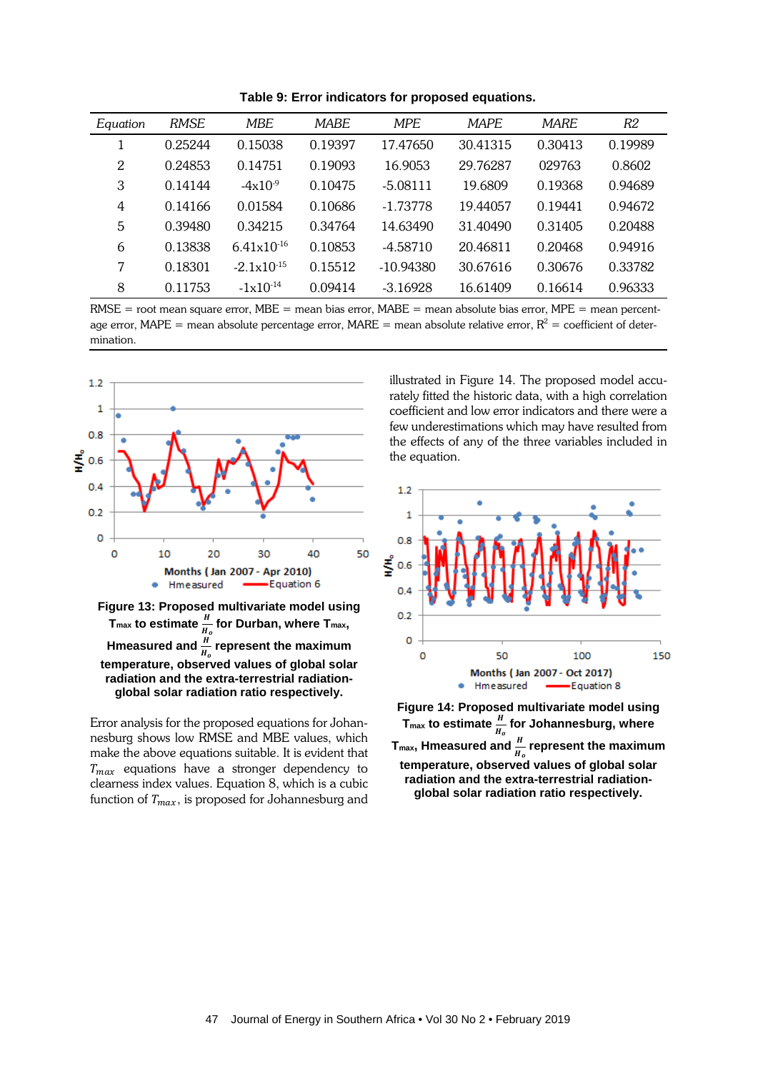**Table 9: Error indicators for proposed equations.**

| Equation | RMSE | MBE | MABE | MPE | MAPE | MARE | R2 |
|---|---|---|---|---|---|---|---|
| 1 | 0.25244 | 0.15038 | 0.19397 | 17.47650 | 30.41315 | 0.30413 | 0.19989 |
| 2 | 0.24853 | 0.14751 | 0.19093 | 16.9053 | 29.76287 | 029763 | 0.8602 |
| 3 | 0.14144 | $-4\times10^{-9}$ | 0.10475 | -5.08111 | 19.6809 | 0.19368 | 0.94689 |
| 4 | 0.14166 | 0.01584 | 0.10686 | -1.73778 | 19.44057 | 0.19441 | 0.94672 |
| 5 | 0.39480 | 0.34215 | 0.34764 | 14.63490 | 31.40490 | 0.31405 | 0.20488 |
| 6 | 0.13838 | $6.41\times10^{-16}$ | 0.10853 | -4.58710 | 20.46811 | 0.20468 | 0.94916 |
| 7 | 0.18301 | $-2.1\times10^{-15}$ | 0.15512 | -10.94380 | 30.67616 | 0.30676 | 0.33782 |
| 8 | 0.11753 | $-1\times10^{-14}$ | 0.09414 | -3.16928 | 16.61409 | 0.16614 | 0.96333 |

RMSE = root mean square error, MBE = mean bias error, MABE = mean absolute bias error, MPE = mean percentage error, MAPE = mean absolute percentage error, MARE = mean absolute relative error, $R^2$ = coefficient of determination.

**Figure 13: Proposed multivariate model using $T_{max}$ to estimate $\frac{H}{H_o}$ for Durban, where $T_{max}$, Hmeasured and $\frac{H}{H_o}$ represent the maximum temperature, observed values of global solar radiation and the extra-terrestrial radiation-global solar radiation ratio respectively.**

Error analysis for the proposed equations for Johannesburg shows low RMSE and MBE values, which make the above equations suitable. It is evident that $T_{max}$ equations have a stronger dependency to clearness index values. Equation 8, which is a cubic function of $T_{max}$, is proposed for Johannesburg and illustrated in Figure 14. The proposed model accurately fitted the historic data, with a high correlation coefficient and low error indicators and there were a few underestimations which may have resulted from the effects of any of the three variables included in the equation.

**Figure 14: Proposed multivariate model using $T_{max}$ to estimate $\frac{H}{H_o}$ for Johannesburg, where $T_{max}$, Hmeasured and $\frac{H}{H_o}$ represent the maximum temperature, observed values of global solar radiation and the extra-terrestrial radiation-global solar radiation ratio respectively.**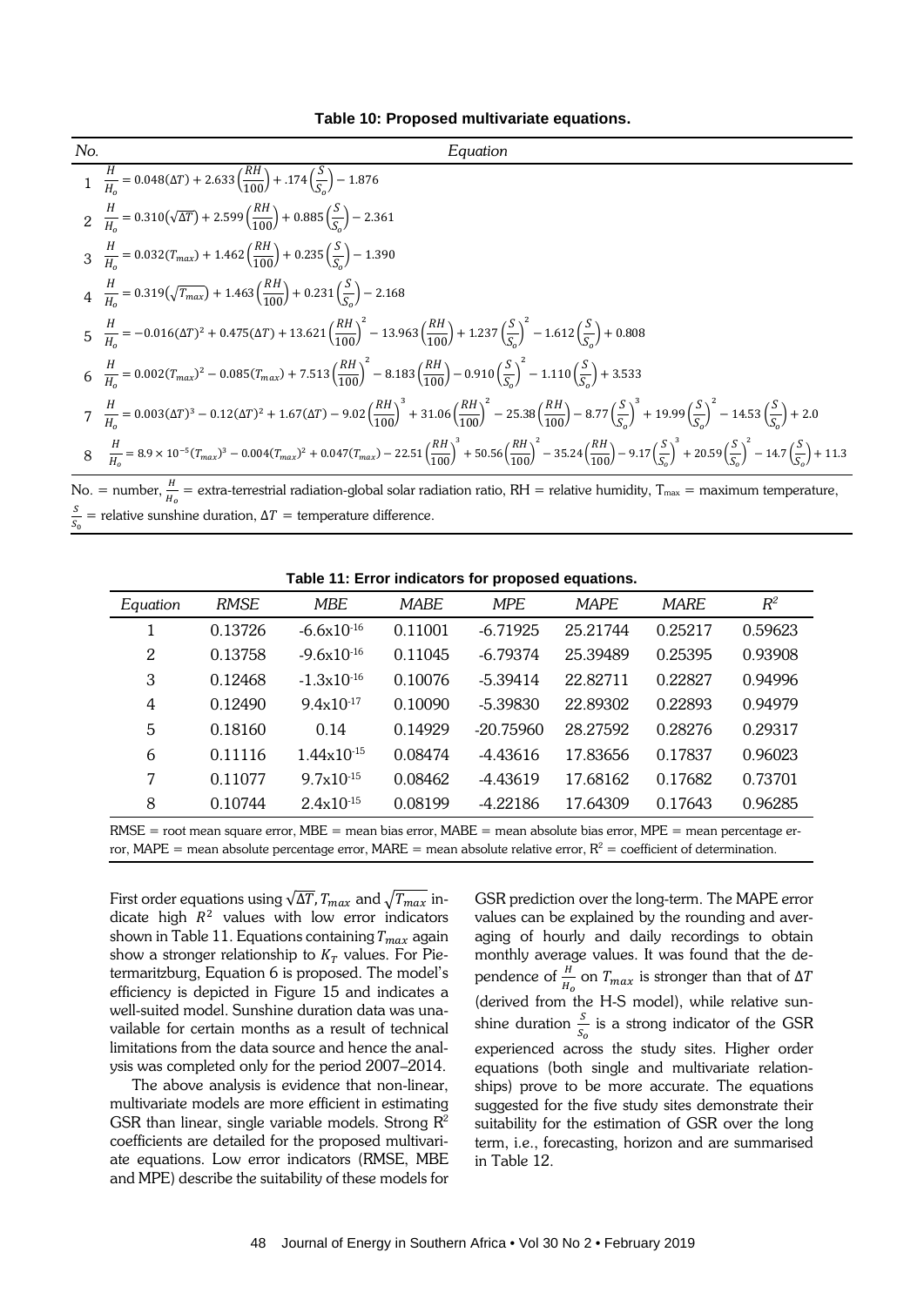**Table 10: Proposed multivariate equations.**

| *No.* | *Equation* |
|---|---|
| 1 | $\frac{H}{H_o} = 0.048(\Delta T) + 2.633\left(\frac{RH}{100}\right) + .174\left(\frac{S}{S_o}\right) - 1.876$ |
| 2 | $\frac{H}{H_o} = 0.310(\sqrt{\Delta T}) + 2.599\left(\frac{RH}{100}\right) + 0.885\left(\frac{S}{S_o}\right) - 2.361$ |
| 3 | $\frac{H}{H_o} = 0.032(T_{max}) + 1.462\left(\frac{RH}{100}\right) + 0.235\left(\frac{S}{S_o}\right) - 1.390$ |
| 4 | $\frac{H}{H_o} = 0.319(\sqrt{T_{max}}) + 1.463\left(\frac{RH}{100}\right) + 0.231\left(\frac{S}{S_o}\right) - 2.168$ |
| 5 | $\frac{H}{H_o} = -0.016(\Delta T)^2 + 0.475(\Delta T) + 13.621\left(\frac{RH}{100}\right)^2 - 13.963\left(\frac{RH}{100}\right) + 1.237\left(\frac{S}{S_o}\right)^2 - 1.612\left(\frac{S}{S_o}\right) + 0.808$ |
| 6 | $\frac{H}{H_o} = 0.002(T_{max})^2 - 0.085(T_{max}) + 7.513\left(\frac{RH}{100}\right)^2 - 8.183\left(\frac{RH}{100}\right) - 0.910\left(\frac{S}{S_o}\right)^2 - 1.110\left(\frac{S}{S_o}\right) + 3.533$ |
| 7 | $\frac{H}{H_o} = 0.003(\Delta T)^3 - 0.12(\Delta T)^2 + 1.67(\Delta T) - 9.02\left(\frac{RH}{100}\right)^3 + 31.06\left(\frac{RH}{100}\right)^2 - 25.38\left(\frac{RH}{100}\right) - 8.77\left(\frac{S}{S_o}\right)^3 + 19.99\left(\frac{S}{S_o}\right)^2 - 14.53\left(\frac{S}{S_o}\right) + 2.0$ |
| 8 | $\frac{H}{H_o} = 8.9 \times 10^{-5}(T_{max})^3 - 0.004(T_{max})^2 + 0.047(T_{max}) - 22.51\left(\frac{RH}{100}\right)^3 + 50.56\left(\frac{RH}{100}\right)^2 - 35.24\left(\frac{RH}{100}\right) - 9.17\left(\frac{S}{S_o}\right)^3 + 20.59\left(\frac{S}{S_o}\right)^2 - 14.7\left(\frac{S}{S_o}\right) + 11.3$ |

No. = number, $\frac{H}{H_o}$ = extra-terrestrial radiation-global solar radiation ratio, RH = relative humidity, $T_{max}$ = maximum temperature, $\frac{S}{S_0}$ = relative sunshine duration, $\Delta T$ = temperature difference.

**Table 11: Error indicators for proposed equations.**

| *Equation* | *RMSE* | *MBE* | *MABE* | *MPE* | *MAPE* | *MARE* | $R^2$ |
|---|---|---|---|---|---|---|---|
| 1 | 0.13726 | $-6.6\text{x}10^{-16}$ | 0.11001 | -6.71925 | 25.21744 | 0.25217 | 0.59623 |
| 2 | 0.13758 | $-9.6\text{x}10^{-16}$ | 0.11045 | -6.79374 | 25.39489 | 0.25395 | 0.93908 |
| 3 | 0.12468 | $-1.3\text{x}10^{-16}$ | 0.10076 | -5.39414 | 22.82711 | 0.22827 | 0.94996 |
| 4 | 0.12490 | $9.4\text{x}10^{-17}$ | 0.10090 | -5.39830 | 22.89302 | 0.22893 | 0.94979 |
| 5 | 0.18160 | 0.14 | 0.14929 | -20.75960 | 28.27592 | 0.28276 | 0.29317 |
| 6 | 0.11116 | $1.44\text{x}10^{-15}$ | 0.08474 | -4.43616 | 17.83656 | 0.17837 | 0.96023 |
| 7 | 0.11077 | $9.7\text{x}10^{-15}$ | 0.08462 | -4.43619 | 17.68162 | 0.17682 | 0.73701 |
| 8 | 0.10744 | $2.4\text{x}10^{-15}$ | 0.08199 | -4.22186 | 17.64309 | 0.17643 | 0.96285 |

RMSE = root mean square error, MBE = mean bias error, MABE = mean absolute bias error, MPE = mean percentage error, MAPE = mean absolute percentage error, MARE = mean absolute relative error, $R^2$ = coefficient of determination.

First order equations using $\sqrt{\Delta T}$, $T_{max}$ and $\sqrt{T_{max}}$ indicate high $R^2$ values with low error indicators shown in Table 11. Equations containing $T_{max}$ again show a stronger relationship to $K_T$ values. For Pietermaritzburg, Equation 6 is proposed. The model's efficiency is depicted in Figure 15 and indicates a well-suited model. Sunshine duration data was unavailable for certain months as a result of technical limitations from the data source and hence the analysis was completed only for the period 2007–2014.

The above analysis is evidence that non-linear, multivariate models are more efficient in estimating GSR than linear, single variable models. Strong $R^2$ coefficients are detailed for the proposed multivariate equations. Low error indicators (RMSE, MBE and MPE) describe the suitability of these models for GSR prediction over the long-term. The MAPE error values can be explained by the rounding and averaging of hourly and daily recordings to obtain monthly average values. It was found that the dependence of $\frac{H}{H_o}$ on $T_{max}$ is stronger than that of $\Delta T$ (derived from the H-S model), while relative sunshine duration $\frac{S}{S_o}$ is a strong indicator of the GSR experienced across the study sites. Higher order equations (both single and multivariate relationships) prove to be more accurate. The equations suggested for the five study sites demonstrate their suitability for the estimation of GSR over the long term, i.e., forecasting, horizon and are summarised in Table 12.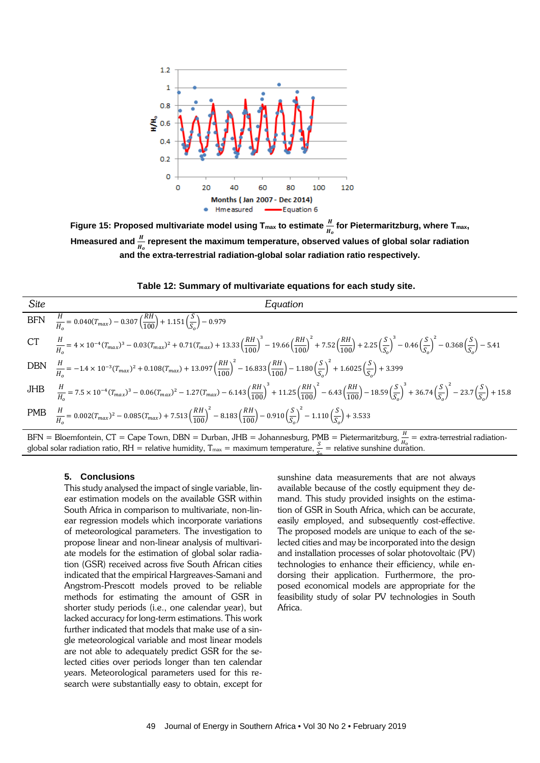**Figure 15: Proposed multivariate model using $T_{max}$ to estimate $\frac{H}{H_o}$ for Pietermaritzburg, where $T_{max}$, Hmeasured and $\frac{H}{H_o}$ represent the maximum temperature, observed values of global solar radiation and the extra-terrestrial radiation-global solar radiation ratio respectively.**

**Table 12: Summary of multivariate equations for each study site.**

| *Site* | *Equation* |
|---|---|
| BFN | $\frac{H}{H_o} = 0.040(T_{max}) - 0.307\left(\frac{RH}{100}\right) + 1.151\left(\frac{S}{S_o}\right) - 0.979$ |
| CT | $\frac{H}{H_o} = 4\times10^{-4}(T_{max})^3 - 0.03(T_{max})^2 + 0.71(T_{max}) + 13.33\left(\frac{RH}{100}\right)^3 - 19.66\left(\frac{RH}{100}\right)^2 + 7.52\left(\frac{RH}{100}\right) + 2.25\left(\frac{S}{S_o}\right)^3 - 0.46\left(\frac{S}{S_o}\right)^2 - 0.368\left(\frac{S}{S_o}\right) - 5.41$ |
| DBN | $\frac{H}{H_o} = -1.4\times10^{-3}(T_{max})^2 + 0.108(T_{max}) + 13.097\left(\frac{RH}{100}\right)^2 - 16.833\left(\frac{RH}{100}\right) - 1.180\left(\frac{S}{S_o}\right)^2 + 1.6025\left(\frac{S}{S_o}\right) + 3.399$ |
| JHB | $\frac{H}{H_o} = 7.5\times10^{-4}(T_{max})^3 - 0.06(T_{max})^2 - 1.27(T_{max}) - 6.143\left(\frac{RH}{100}\right)^3 + 11.25\left(\frac{RH}{100}\right)^2 - 6.43\left(\frac{RH}{100}\right) - 18.59\left(\frac{S}{S_o}\right)^3 + 36.74\left(\frac{S}{S_o}\right)^2 - 23.7\left(\frac{S}{S_o}\right) + 15.8$ |
| PMB | $\frac{H}{H_o} = 0.002(T_{max})^2 - 0.085(T_{max}) + 7.513\left(\frac{RH}{100}\right)^2 - 8.183\left(\frac{RH}{100}\right) - 0.910\left(\frac{S}{S_o}\right)^2 - 1.110\left(\frac{S}{S_o}\right) + 3.533$ |

BFN = Bloemfontein, CT = Cape Town, DBN = Durban, JHB = Johannesburg, PMB = Pietermaritzburg, $\frac{H}{H_o}$ = extra-terrestrial radiation-global solar radiation ratio, RH = relative humidity, $T_{max}$ = maximum temperature, $\frac{S}{S_o}$ = relative sunshine duration.

## 5. Conclusions

This study analysed the impact of single variable, linear estimation models on the available GSR within South Africa in comparison to multivariate, non-linear regression models which incorporate variations of meteorological parameters. The investigation to propose linear and non-linear analysis of multivariate models for the estimation of global solar radiation (GSR) received across five South African cities indicated that the empirical Hargreaves-Samani and Angstrom-Prescott models proved to be reliable methods for estimating the amount of GSR in shorter study periods (i.e., one calendar year), but lacked accuracy for long-term estimations. This work further indicated that models that make use of a single meteorological variable and most linear models are not able to adequately predict GSR for the selected cities over periods longer than ten calendar years. Meteorological parameters used for this research were substantially easy to obtain, except for sunshine data measurements that are not always available because of the costly equipment they demand. This study provided insights on the estimation of GSR in South Africa, which can be accurate, easily employed, and subsequently cost-effective. The proposed models are unique to each of the selected cities and may be incorporated into the design and installation processes of solar photovoltaic (PV) technologies to enhance their efficiency, while endorsing their application. Furthermore, the proposed economical models are appropriate for the feasibility study of solar PV technologies in South Africa.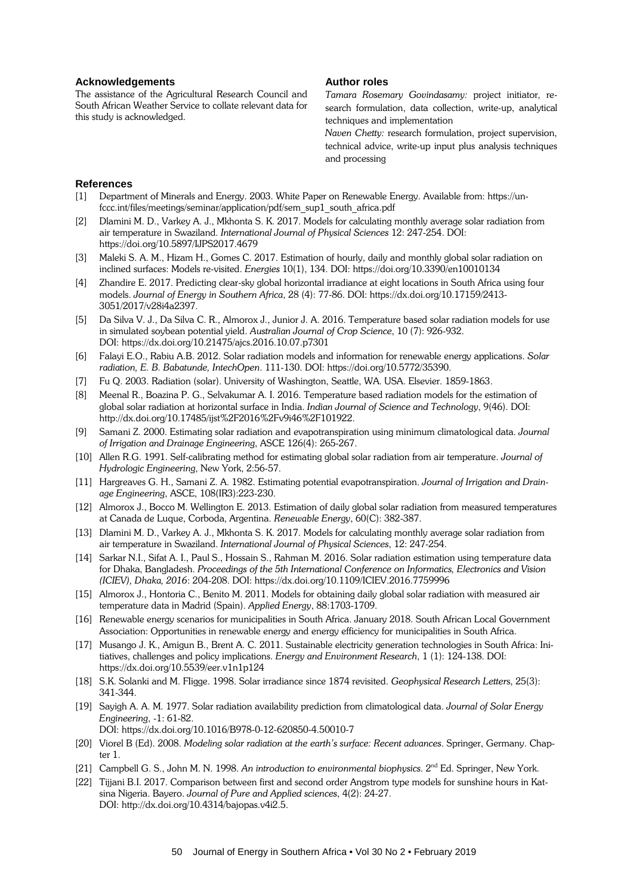## Acknowledgements

The assistance of the Agricultural Research Council and South African Weather Service to collate relevant data for this study is acknowledged.

## Author roles

*Tamara Rosemary Govindasamy:* project initiator, research formulation, data collection, write-up, analytical techniques and implementation

*Naven Chetty:* research formulation, project supervision, technical advice, write-up input plus analysis techniques and processing

## References

[1] Department of Minerals and Energy. 2003. White Paper on Renewable Energy. Available from: https://unfccc.int/files/meetings/seminar/application/pdf/sem_sup1_south_africa.pdf

[2] Dlamini M. D., Varkey A. J., Mkhonta S. K. 2017. Models for calculating monthly average solar radiation from air temperature in Swaziland. *International Journal of Physical Sciences* 12: 247-254. DOI: https://doi.org/10.5897/IJPS2017.4679

[3] Maleki S. A. M., Hizam H., Gomes C. 2017. Estimation of hourly, daily and monthly global solar radiation on inclined surfaces: Models re-visited. *Energies* 10(1), 134. DOI: https://doi.org/10.3390/en10010134

[4] Zhandire E. 2017. Predicting clear-sky global horizontal irradiance at eight locations in South Africa using four models. *Journal of Energy in Southern Africa*, 28 (4): 77-86. DOI: https://dx.doi.org/10.17159/2413-3051/2017/v28i4a2397.

[5] Da Silva V. J., Da Silva C. R., Almorox J., Junior J. A. 2016. Temperature based solar radiation models for use in simulated soybean potential yield. *Australian Journal of Crop Science*, 10 (7): 926-932. DOI: https://dx.doi.org/10.21475/ajcs.2016.10.07.p7301

[6] Falayi E.O., Rabiu A.B. 2012. Solar radiation models and information for renewable energy applications. *Solar radiation, E. B. Babatunde, IntechOpen*. 111-130. DOI: https://doi.org/10.5772/35390.

[7] Fu Q. 2003. Radiation (solar). University of Washington, Seattle, WA. USA. Elsevier. 1859-1863.

[8] Meenal R., Boazina P. G., Selvakumar A. I. 2016. Temperature based radiation models for the estimation of global solar radiation at horizontal surface in India. *Indian Journal of Science and Technology*, 9(46). DOI: http://dx.doi.org/10.17485/ijst%2F2016%2Fv9i46%2F101922.

[9] Samani Z. 2000. Estimating solar radiation and evapotranspiration using minimum climatological data. *Journal of Irrigation and Drainage Engineering*, ASCE 126(4): 265-267.

[10] Allen R.G. 1991. Self-calibrating method for estimating global solar radiation from air temperature. *Journal of Hydrologic Engineering*, New York, 2:56-57.

[11] Hargreaves G. H., Samani Z. A. 1982. Estimating potential evapotranspiration. *Journal of Irrigation and Drainage Engineering*, ASCE, 108(IR3):223-230.

[12] Almorox J., Bocco M. Wellington E. 2013. Estimation of daily global solar radiation from measured temperatures at Canada de Luque, Corboda, Argentina. *Renewable Energy*, 60(C): 382-387.

[13] Dlamini M. D., Varkey A. J., Mkhonta S. K. 2017. Models for calculating monthly average solar radiation from air temperature in Swaziland. *International Journal of Physical Sciences*, 12: 247-254.

[14] Sarkar N.I., Sifat A. I., Paul S., Hossain S., Rahman M. 2016. Solar radiation estimation using temperature data for Dhaka, Bangladesh. *Proceedings of the 5th International Conference on Informatics, Electronics and Vision (ICIEV), Dhaka, 2016*: 204-208. DOI: https://dx.doi.org/10.1109/ICIEV.2016.7759996

[15] Almorox J., Hontoria C., Benito M. 2011. Models for obtaining daily global solar radiation with measured air temperature data in Madrid (Spain). *Applied Energy*, 88:1703-1709.

[16] Renewable energy scenarios for municipalities in South Africa. January 2018. South African Local Government Association: Opportunities in renewable energy and energy efficiency for municipalities in South Africa.

[17] Musango J. K., Amigun B., Brent A. C. 2011. Sustainable electricity generation technologies in South Africa: Initiatives, challenges and policy implications. *Energy and Environment Research*, 1 (1): 124-138. DOI: https://dx.doi.org/10.5539/eer.v1n1p124

[18] S.K. Solanki and M. Fligge. 1998. Solar irradiance since 1874 revisited. *Geophysical Research Letters*, 25(3): 341-344.

[19] Sayigh A. A. M. 1977. Solar radiation availability prediction from climatological data. *Journal of Solar Energy Engineering*, -1: 61-82. DOI: https://dx.doi.org/10.1016/B978-0-12-620850-4.50010-7

[20] Viorel B (Ed). 2008. *Modeling solar radiation at the earth's surface: Recent advances*. Springer, Germany. Chapter 1.

[21] Campbell G. S., John M. N. 1998. *An introduction to environmental biophysics*. 2nd Ed. Springer, New York.

[22] Tijjani B.I. 2017. Comparison between first and second order Angstrom type models for sunshine hours in Katsina Nigeria. Bayero. *Journal of Pure and Applied sciences*, 4(2): 24-27. DOI: http://dx.doi.org/10.4314/bajopas.v4i2.5.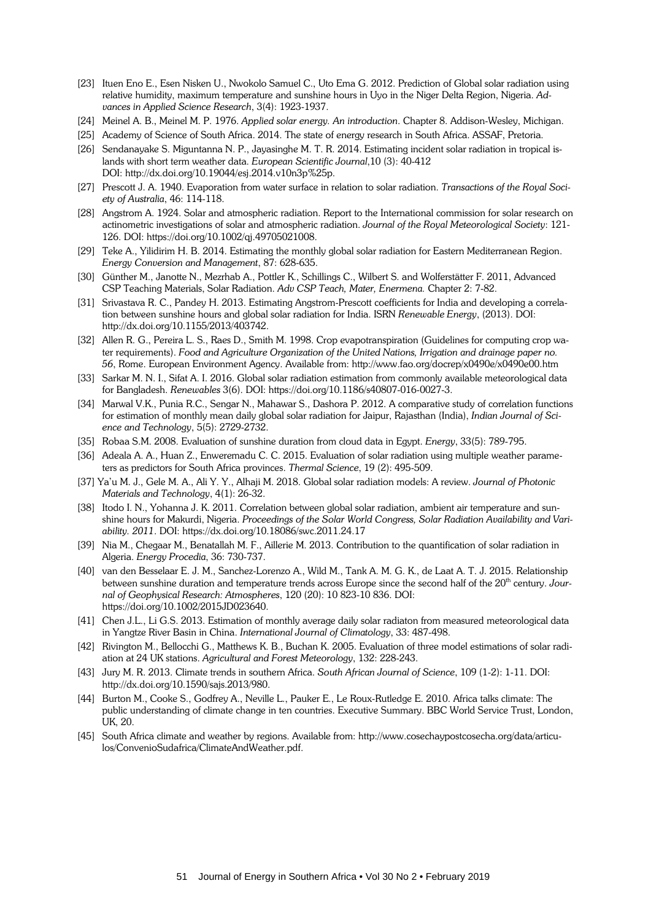[23] Ituen Eno E., Esen Nisken U., Nwokolo Samuel C., Uto Ema G. 2012. Prediction of Global solar radiation using relative humidity, maximum temperature and sunshine hours in Uyo in the Niger Delta Region, Nigeria. *Advances in Applied Science Research*, 3(4): 1923-1937.

[24] Meinel A. B., Meinel M. P. 1976. *Applied solar energy. An introduction*. Chapter 8. Addison-Wesley, Michigan.

[25] Academy of Science of South Africa. 2014. The state of energy research in South Africa. ASSAF, Pretoria.

[26] Sendanayake S. Miguntanna N. P., Jayasinghe M. T. R. 2014. Estimating incident solar radiation in tropical islands with short term weather data. *European Scientific Journal*,10 (3): 40-412 DOI: http://dx.doi.org/10.19044/esj.2014.v10n3p%25p.

[27] Prescott J. A. 1940. Evaporation from water surface in relation to solar radiation. *Transactions of the Royal Society of Australia*, 46: 114-118.

[28] Angstrom A. 1924. Solar and atmospheric radiation. Report to the International commission for solar research on actinometric investigations of solar and atmospheric radiation. *Journal of the Royal Meteorological Society*: 121-126. DOI: https://doi.org/10.1002/qj.49705021008.

[29] Teke A., Yilidirim H. B. 2014. Estimating the monthly global solar radiation for Eastern Mediterranean Region. *Energy Conversion and Management*, 87: 628-635.

[30] Günther M., Janotte N., Mezrhab A., Pottler K., Schillings C., Wilbert S. and Wolferstätter F. 2011, Advanced CSP Teaching Materials, Solar Radiation. *Adv CSP Teach, Mater, Enermena.* Chapter 2: 7-82.

[31] Srivastava R. C., Pandey H. 2013. Estimating Angstrom-Prescott coefficients for India and developing a correlation between sunshine hours and global solar radiation for India. ISRN *Renewable Energy*, (2013). DOI: http://dx.doi.org/10.1155/2013/403742.

[32] Allen R. G., Pereira L. S., Raes D., Smith M. 1998. Crop evapotranspiration (Guidelines for computing crop water requirements). *Food and Agriculture Organization of the United Nations, Irrigation and drainage paper no. 56*, Rome. European Environment Agency. Available from: http://www.fao.org/docrep/x0490e/x0490e00.htm

[33] Sarkar M. N. I., Sifat A. I. 2016. Global solar radiation estimation from commonly available meteorological data for Bangladesh. *Renewables* 3(6). DOI: https://doi.org/10.1186/s40807-016-0027-3.

[34] Marwal V.K., Punia R.C., Sengar N., Mahawar S., Dashora P. 2012. A comparative study of correlation functions for estimation of monthly mean daily global solar radiation for Jaipur, Rajasthan (India), *Indian Journal of Science and Technology*, 5(5): 2729-2732.

[35] Robaa S.M. 2008. Evaluation of sunshine duration from cloud data in Egypt. *Energy*, 33(5): 789-795.

[36] Adeala A. A., Huan Z., Enweremadu C. C. 2015. Evaluation of solar radiation using multiple weather parameters as predictors for South Africa provinces. *Thermal Science*, 19 (2): 495-509.

[37] Ya'u M. J., Gele M. A., Ali Y. Y., Alhaji M. 2018. Global solar radiation models: A review. *Journal of Photonic Materials and Technology*, 4(1): 26-32.

[38] Itodo I. N., Yohanna J. K. 2011. Correlation between global solar radiation, ambient air temperature and sunshine hours for Makurdi, Nigeria. *Proceedings of the Solar World Congress, Solar Radiation Availability and Variability. 2011*. DOI: https://dx.doi.org/10.18086/swc.2011.24.17

[39] Nia M., Chegaar M., Benatallah M. F., Aillerie M. 2013. Contribution to the quantification of solar radiation in Algeria. *Energy Procedia*, 36: 730-737.

[40] van den Besselaar E. J. M., Sanchez-Lorenzo A., Wild M., Tank A. M. G. K., de Laat A. T. J. 2015. Relationship between sunshine duration and temperature trends across Europe since the second half of the 20th century. *Journal of Geophysical Research: Atmospheres*, 120 (20): 10 823-10 836. DOI: https://doi.org/10.1002/2015JD023640.

[41] Chen J.L., Li G.S. 2013. Estimation of monthly average daily solar radiaton from measured meteorological data in Yangtze River Basin in China. *International Journal of Climatology*, 33: 487-498.

[42] Rivington M., Bellocchi G., Matthews K. B., Buchan K. 2005. Evaluation of three model estimations of solar radiation at 24 UK stations. *Agricultural and Forest Meteorology*, 132: 228-243.

[43] Jury M. R. 2013. Climate trends in southern Africa. *South African Journal of Science*, 109 (1-2): 1-11. DOI: http://dx.doi.org/10.1590/sajs.2013/980.

[44] Burton M., Cooke S., Godfrey A., Neville L., Pauker E., Le Roux-Rutledge E. 2010. Africa talks climate: The public understanding of climate change in ten countries. Executive Summary. BBC World Service Trust, London, UK, 20.

[45] South Africa climate and weather by regions. Available from: http://www.cosechaypostcosecha.org/data/articulos/ConvenioSudafrica/ClimateAndWeather.pdf.